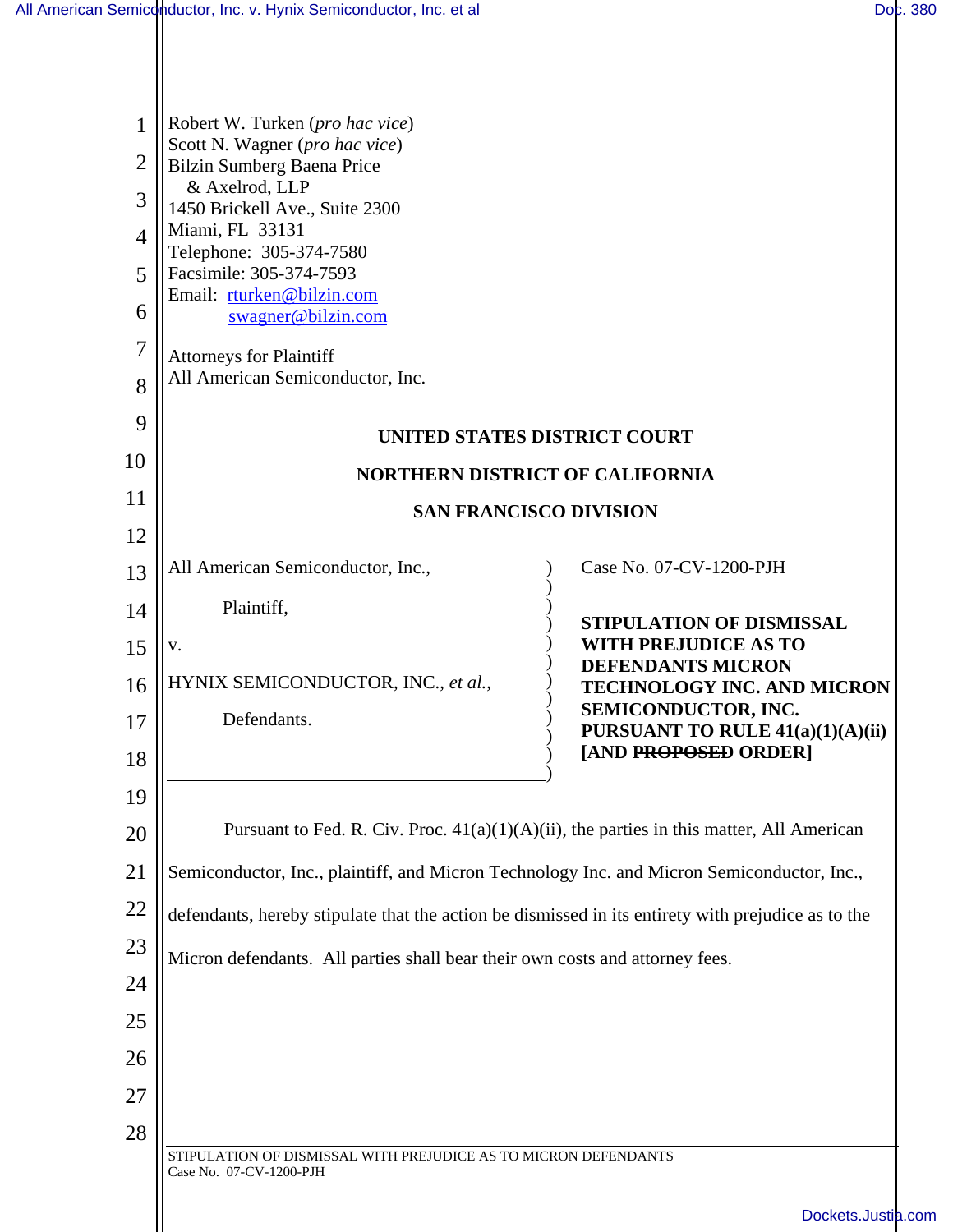Robert W. Turken (*pro hac vice*)
Scott N. Wagner (*pro hac vice*)
Bilzin Sumberg Baena Price
& Axelrod, LLP
1450 Brickell Ave., Suite 2300
Miami, FL 33131
Telephone: 305-374-7580
Facsimile: 305-374-7593
Email: rturken@bilzin.com
swagner@bilzin.com

Attorneys for Plaintiff
All American Semiconductor, Inc.

**UNITED STATES DISTRICT COURT**

**NORTHERN DISTRICT OF CALIFORNIA**

**SAN FRANCISCO DIVISION**

| | |
|---|---|
| All American Semiconductor, Inc., <br><br> Plaintiff, <br><br> v. <br><br> HYNIX SEMICONDUCTOR, INC., *et al.*, <br><br> Defendants. | Case No. 07-CV-1200-PJH <br><br> **STIPULATION OF DISMISSAL WITH PREJUDICE AS TO DEFENDANTS MICRON TECHNOLOGY INC. AND MICRON SEMICONDUCTOR, INC. PURSUANT TO RULE 41(a)(1)(A)(ii) [AND ~~PROPOSED~~ ORDER]** |

Pursuant to Fed. R. Civ. Proc. 41(a)(1)(A)(ii), the parties in this matter, All American Semiconductor, Inc., plaintiff, and Micron Technology Inc. and Micron Semiconductor, Inc., defendants, hereby stipulate that the action be dismissed in its entirety with prejudice as to the Micron defendants. All parties shall bear their own costs and attorney fees.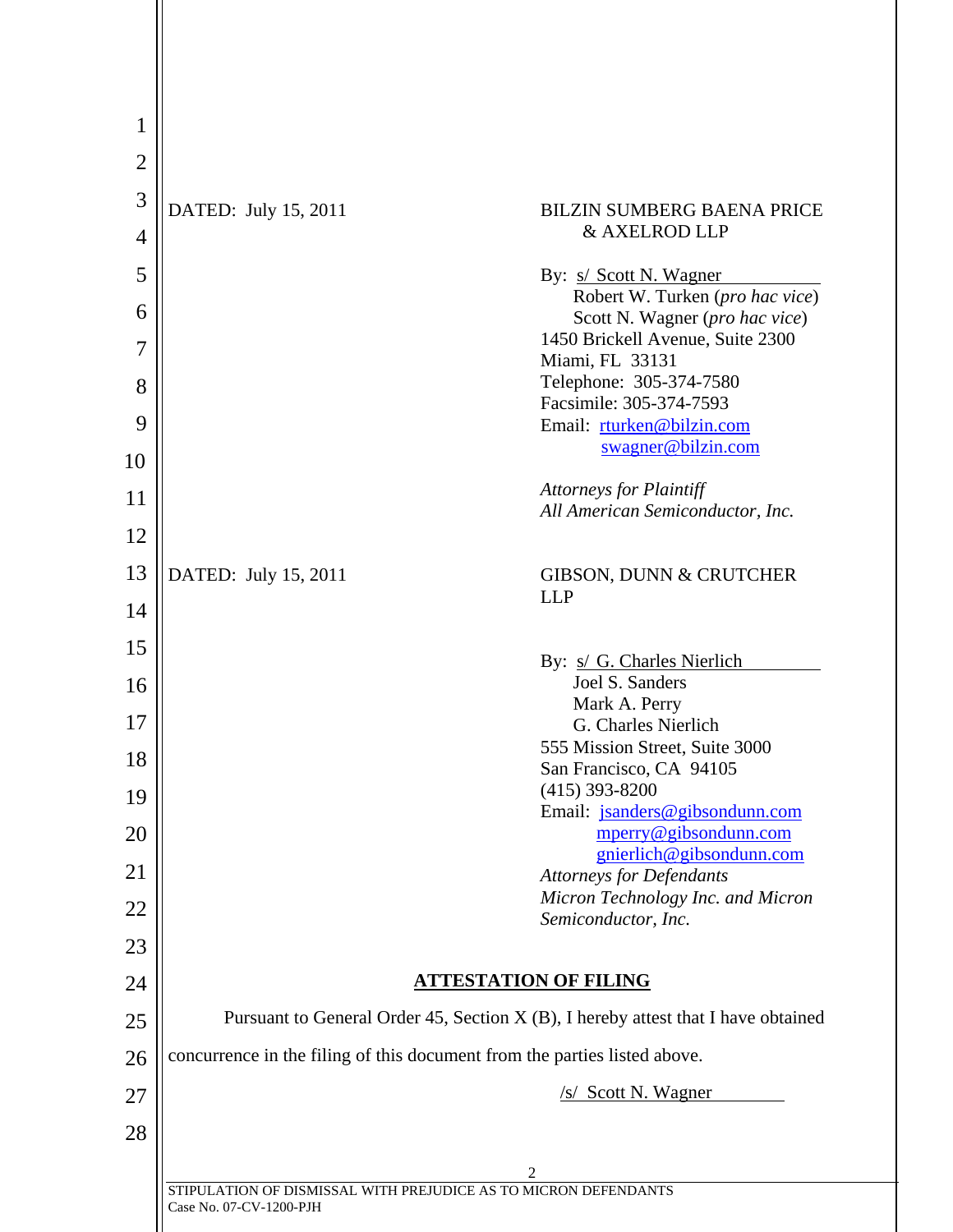DATED: July 15, 2011

BILZIN SUMBERG BAENA PRICE & AXELROD LLP

By: s/ Scott N. Wagner
Robert W. Turken (*pro hac vice*)
Scott N. Wagner (*pro hac vice*)
1450 Brickell Avenue, Suite 2300
Miami, FL 33131
Telephone: 305-374-7580
Facsimile: 305-374-7593
Email: rturken@bilzin.com
swagner@bilzin.com

*Attorneys for Plaintiff All American Semiconductor, Inc.*

DATED: July 15, 2011

GIBSON, DUNN & CRUTCHER LLP

By: s/ G. Charles Nierlich
Joel S. Sanders
Mark A. Perry
G. Charles Nierlich
555 Mission Street, Suite 3000
San Francisco, CA 94105
(415) 393-8200
Email: jsanders@gibsondunn.com
mperry@gibsondunn.com
gnierlich@gibsondunn.com

*Attorneys for Defendants Micron Technology Inc. and Micron Semiconductor, Inc.*

## ATTESTATION OF FILING

Pursuant to General Order 45, Section X (B), I hereby attest that I have obtained concurrence in the filing of this document from the parties listed above.

/s/ Scott N. Wagner

STIPULATION OF DISMISSAL WITH PREJUDICE AS TO MICRON DEFENDANTS
Case No. 07-CV-1200-PJH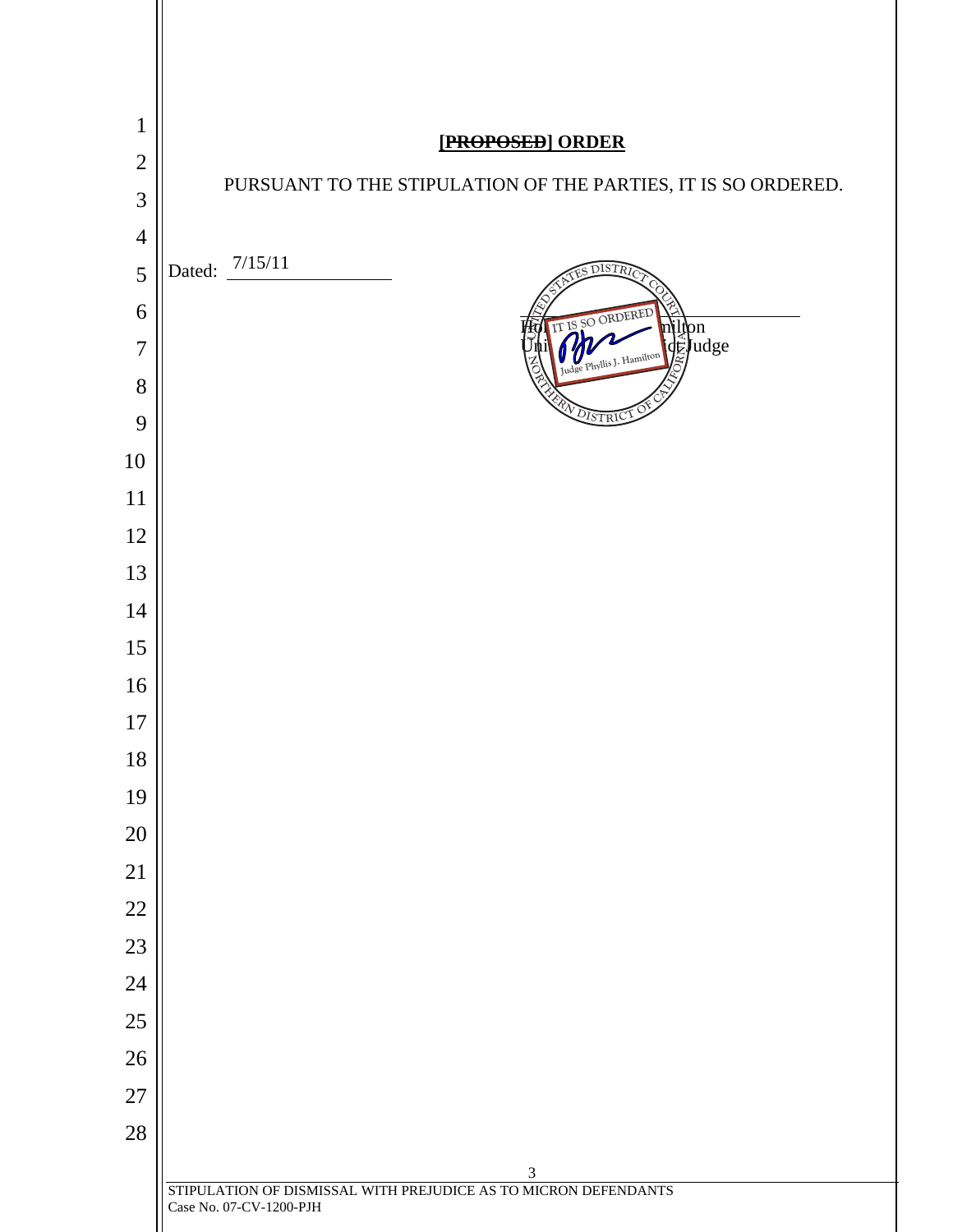**[~~PROPOSED~~] ORDER**

PURSUANT TO THE STIPULATION OF THE PARTIES, IT IS SO ORDERED.

Dated: 7/15/11

UNITED STATES DISTRICT COURT — NORTHERN DISTRICT OF CALIFORNIA

IT IS SO ORDERED

Judge Phyllis J. Hamilton

Hon. Phyllis J. Hamilton
United States District Judge

STIPULATION OF DISMISSAL WITH PREJUDICE AS TO MICRON DEFENDANTS
Case No. 07-CV-1200-PJH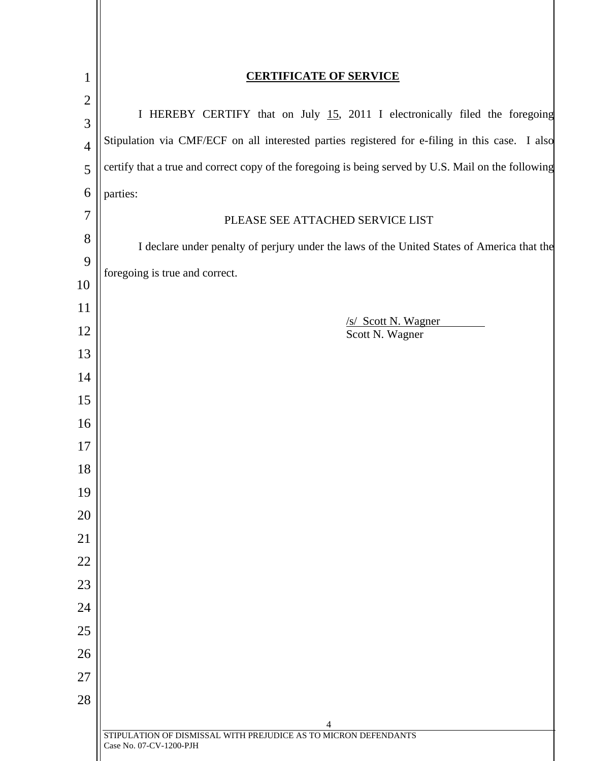**CERTIFICATE OF SERVICE**

I HEREBY CERTIFY that on July 15, 2011 I electronically filed the foregoing Stipulation via CMF/ECF on all interested parties registered for e-filing in this case. I also certify that a true and correct copy of the foregoing is being served by U.S. Mail on the following parties:

PLEASE SEE ATTACHED SERVICE LIST

I declare under penalty of perjury under the laws of the United States of America that the foregoing is true and correct.

/s/ Scott N. Wagner
Scott N. Wagner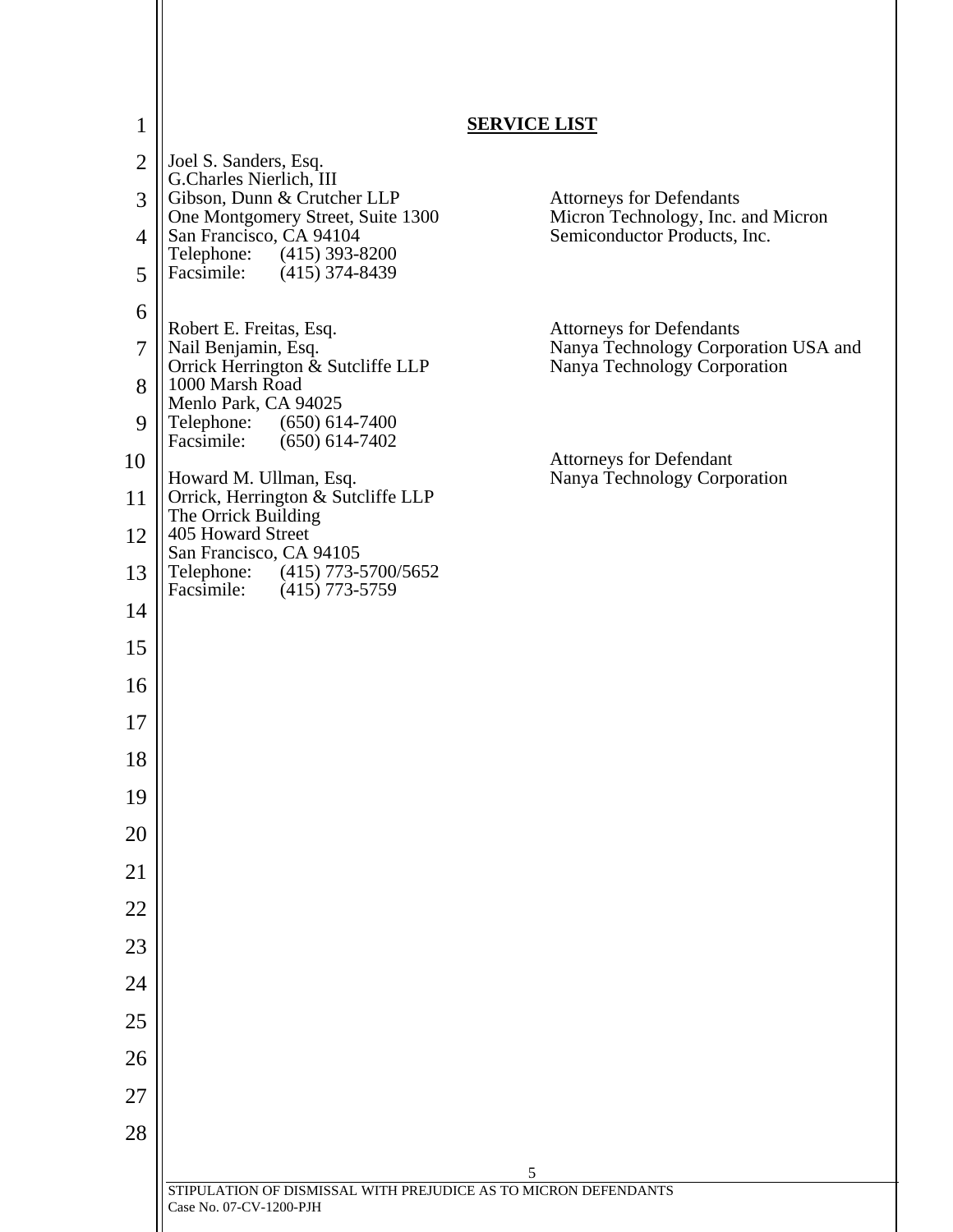## SERVICE LIST

| | |
|---|---|
| Joel S. Sanders, Esq.<br>G.Charles Nierlich, III<br>Gibson, Dunn & Crutcher LLP<br>One Montgomery Street, Suite 1300<br>San Francisco, CA 94104<br>Telephone: (415) 393-8200<br>Facsimile: (415) 374-8439 | Attorneys for Defendants<br>Micron Technology, Inc. and Micron Semiconductor Products, Inc. |
| Robert E. Freitas, Esq.<br>Nail Benjamin, Esq.<br>Orrick Herrington & Sutcliffe LLP<br>1000 Marsh Road<br>Menlo Park, CA 94025<br>Telephone: (650) 614-7400<br>Facsimile: (650) 614-7402 | Attorneys for Defendants<br>Nanya Technology Corporation USA and Nanya Technology Corporation |
| Howard M. Ullman, Esq.<br>Orrick, Herrington & Sutcliffe LLP<br>The Orrick Building<br>405 Howard Street<br>San Francisco, CA 94105<br>Telephone: (415) 773-5700/5652<br>Facsimile: (415) 773-5759 | Attorneys for Defendant<br>Nanya Technology Corporation |

STIPULATION OF DISMISSAL WITH PREJUDICE AS TO MICRON DEFENDANTS
Case No. 07-CV-1200-PJH